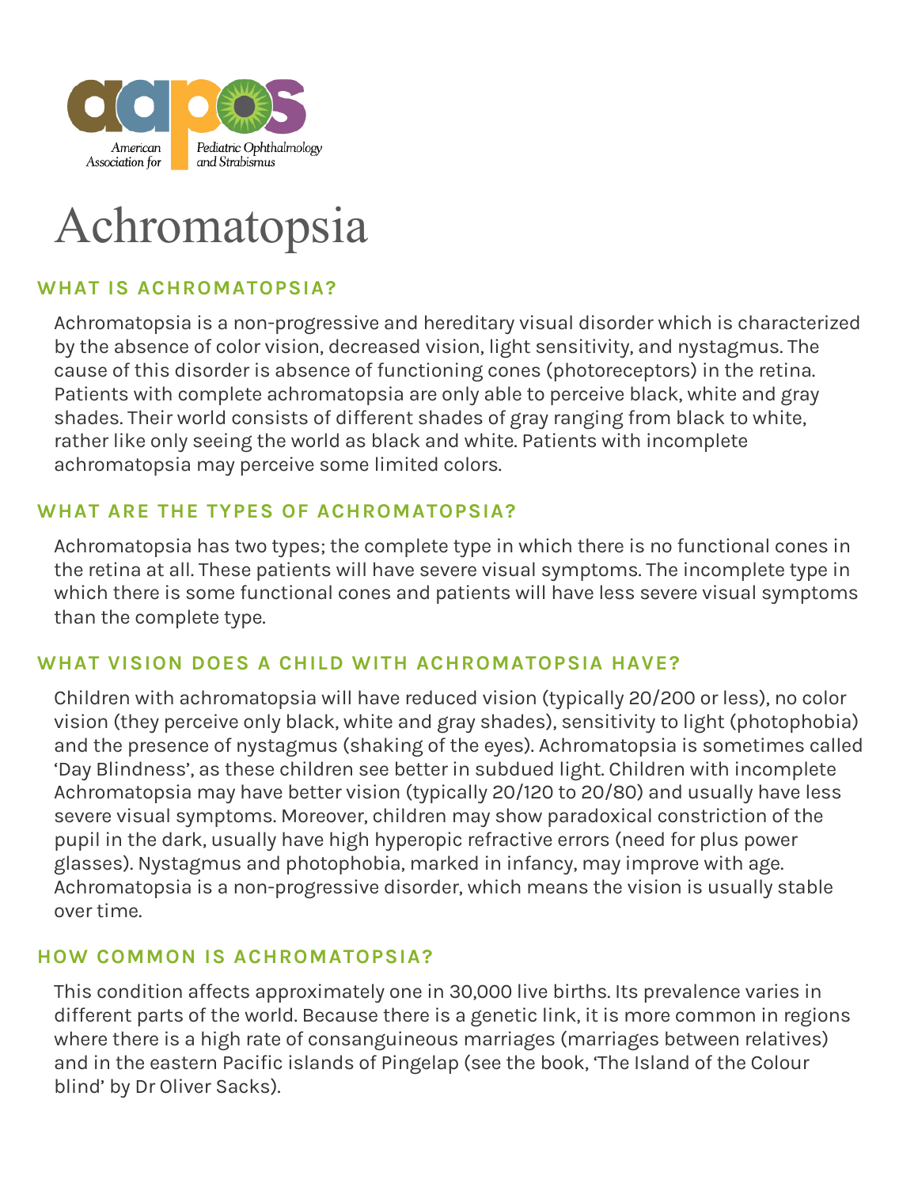American Association for Pediatric Ophthalmology and Strabismus

# Achromatopsia

## WHAT IS ACHROMATOPSIA?

Achromatopsia is a non-progressive and hereditary visual disorder which is characterized by the absence of color vision, decreased vision, light sensitivity, and nystagmus. The cause of this disorder is absence of functioning cones (photoreceptors) in the retina. Patients with complete achromatopsia are only able to perceive black, white and gray shades. Their world consists of different shades of gray ranging from black to white, rather like only seeing the world as black and white. Patients with incomplete achromatopsia may perceive some limited colors.

## WHAT ARE THE TYPES OF ACHROMATOPSIA?

Achromatopsia has two types; the complete type in which there is no functional cones in the retina at all. These patients will have severe visual symptoms. The incomplete type in which there is some functional cones and patients will have less severe visual symptoms than the complete type.

## WHAT VISION DOES A CHILD WITH ACHROMATOPSIA HAVE?

Children with achromatopsia will have reduced vision (typically 20/200 or less), no color vision (they perceive only black, white and gray shades), sensitivity to light (photophobia) and the presence of nystagmus (shaking of the eyes). Achromatopsia is sometimes called 'Day Blindness', as these children see better in subdued light. Children with incomplete Achromatopsia may have better vision (typically 20/120 to 20/80) and usually have less severe visual symptoms. Moreover, children may show paradoxical constriction of the pupil in the dark, usually have high hyperopic refractive errors (need for plus power glasses). Nystagmus and photophobia, marked in infancy, may improve with age. Achromatopsia is a non-progressive disorder, which means the vision is usually stable over time.

## HOW COMMON IS ACHROMATOPSIA?

This condition affects approximately one in 30,000 live births. Its prevalence varies in different parts of the world. Because there is a genetic link, it is more common in regions where there is a high rate of consanguineous marriages (marriages between relatives) and in the eastern Pacific islands of Pingelap (see the book, 'The Island of the Colour blind' by Dr Oliver Sacks).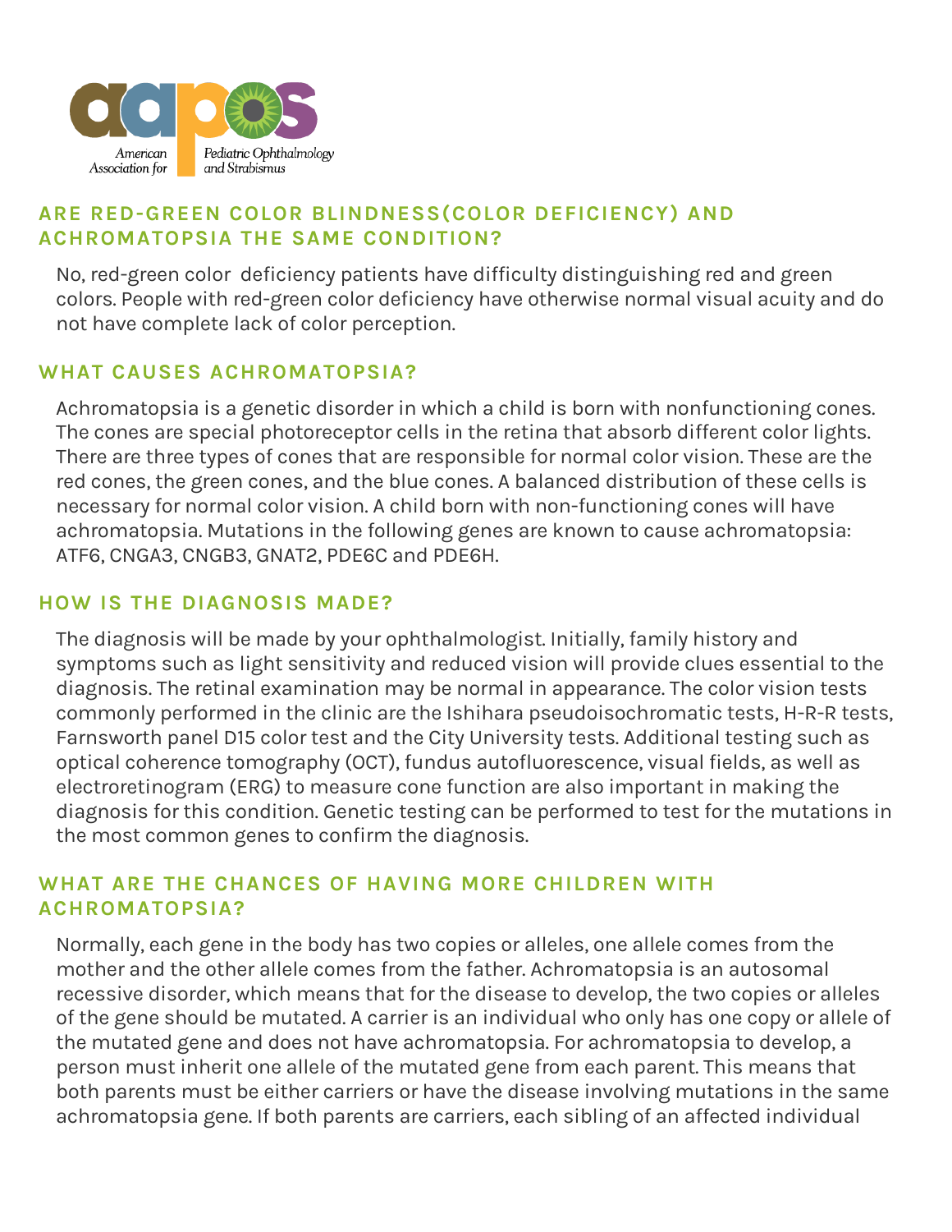## ARE RED-GREEN COLOR BLINDNESS(COLOR DEFICIENCY) AND ACHROMATOPSIA THE SAME CONDITION?

No, red-green color deficiency patients have difficulty distinguishing red and green colors. People with red-green color deficiency have otherwise normal visual acuity and do not have complete lack of color perception.

## WHAT CAUSES ACHROMATOPSIA?

Achromatopsia is a genetic disorder in which a child is born with nonfunctioning cones. The cones are special photoreceptor cells in the retina that absorb different color lights. There are three types of cones that are responsible for normal color vision. These are the red cones, the green cones, and the blue cones. A balanced distribution of these cells is necessary for normal color vision. A child born with non-functioning cones will have achromatopsia. Mutations in the following genes are known to cause achromatopsia: ATF6, CNGA3, CNGB3, GNAT2, PDE6C and PDE6H.

## HOW IS THE DIAGNOSIS MADE?

The diagnosis will be made by your ophthalmologist. Initially, family history and symptoms such as light sensitivity and reduced vision will provide clues essential to the diagnosis. The retinal examination may be normal in appearance. The color vision tests commonly performed in the clinic are the Ishihara pseudoisochromatic tests, H-R-R tests, Farnsworth panel D15 color test and the City University tests. Additional testing such as optical coherence tomography (OCT), fundus autofluorescence, visual fields, as well as electroretinogram (ERG) to measure cone function are also important in making the diagnosis for this condition. Genetic testing can be performed to test for the mutations in the most common genes to confirm the diagnosis.

## WHAT ARE THE CHANCES OF HAVING MORE CHILDREN WITH ACHROMATOPSIA?

Normally, each gene in the body has two copies or alleles, one allele comes from the mother and the other allele comes from the father. Achromatopsia is an autosomal recessive disorder, which means that for the disease to develop, the two copies or alleles of the gene should be mutated. A carrier is an individual who only has one copy or allele of the mutated gene and does not have achromatopsia. For achromatopsia to develop, a person must inherit one allele of the mutated gene from each parent. This means that both parents must be either carriers or have the disease involving mutations in the same achromatopsia gene. If both parents are carriers, each sibling of an affected individual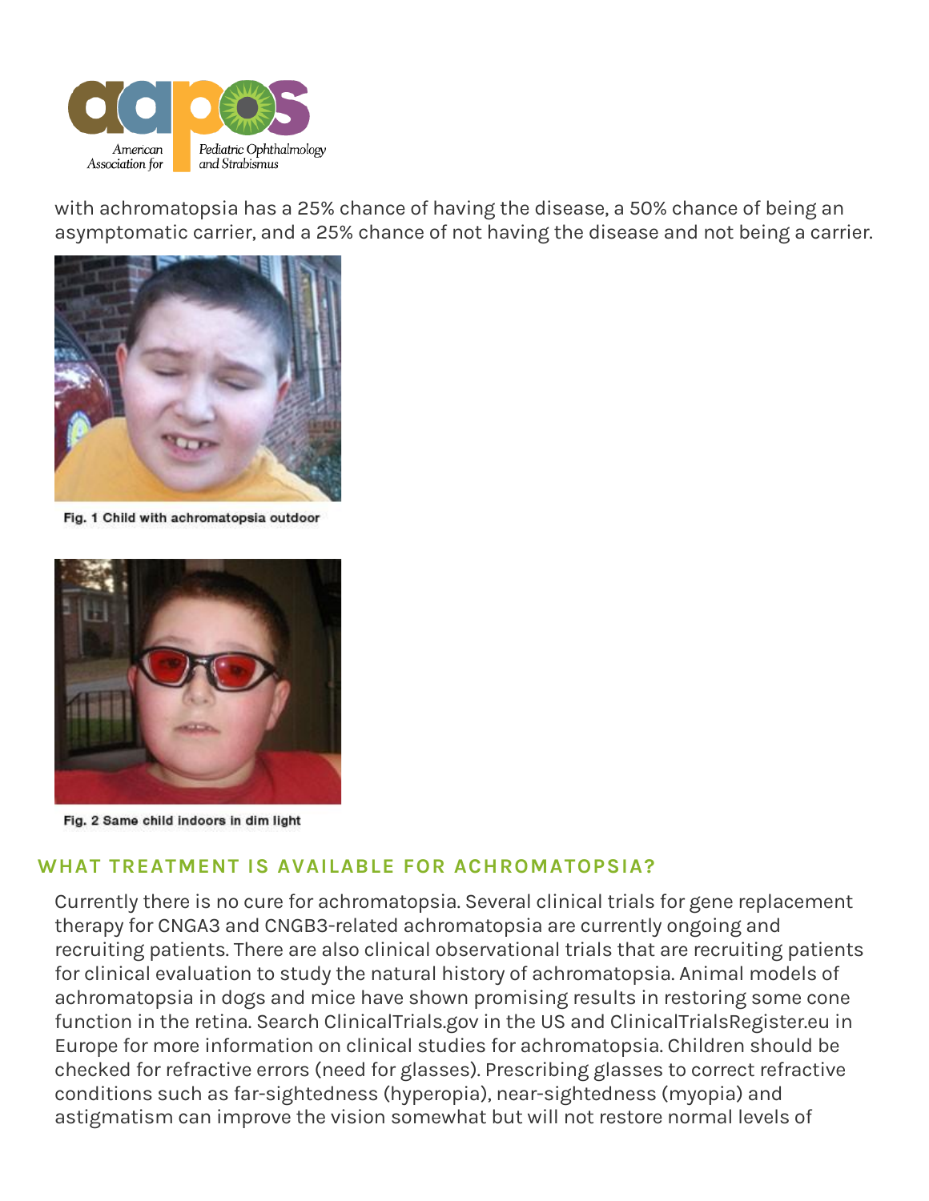with achromatopsia has a 25% chance of having the disease, a 50% chance of being an asymptomatic carrier, and a 25% chance of not having the disease and not being a carrier.

Fig. 1 Child with achromatopsia outdoor

Fig. 2 Same child indoors in dim light

## WHAT TREATMENT IS AVAILABLE FOR ACHROMATOPSIA?

Currently there is no cure for achromatopsia. Several clinical trials for gene replacement therapy for CNGA3 and CNGB3-related achromatopsia are currently ongoing and recruiting patients. There are also clinical observational trials that are recruiting patients for clinical evaluation to study the natural history of achromatopsia. Animal models of achromatopsia in dogs and mice have shown promising results in restoring some cone function in the retina. Search ClinicalTrials.gov in the US and ClinicalTrialsRegister.eu in Europe for more information on clinical studies for achromatopsia. Children should be checked for refractive errors (need for glasses). Prescribing glasses to correct refractive conditions such as far-sightedness (hyperopia), near-sightedness (myopia) and astigmatism can improve the vision somewhat but will not restore normal levels of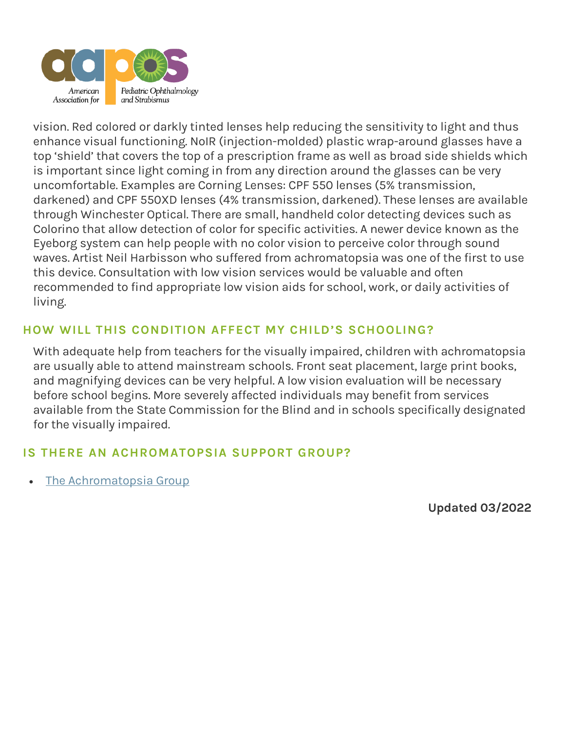vision. Red colored or darkly tinted lenses help reducing the sensitivity to light and thus enhance visual functioning. NoIR (injection-molded) plastic wrap-around glasses have a top 'shield' that covers the top of a prescription frame as well as broad side shields which is important since light coming in from any direction around the glasses can be very uncomfortable. Examples are Corning Lenses: CPF 550 lenses (5% transmission, darkened) and CPF 550XD lenses (4% transmission, darkened). These lenses are available through Winchester Optical. There are small, handheld color detecting devices such as Colorino that allow detection of color for specific activities. A newer device known as the Eyeborg system can help people with no color vision to perceive color through sound waves. Artist Neil Harbisson who suffered from achromatopsia was one of the first to use this device. Consultation with low vision services would be valuable and often recommended to find appropriate low vision aids for school, work, or daily activities of living.

## HOW WILL THIS CONDITION AFFECT MY CHILD'S SCHOOLING?

With adequate help from teachers for the visually impaired, children with achromatopsia are usually able to attend mainstream schools. Front seat placement, large print books, and magnifying devices can be very helpful. A low vision evaluation will be necessary before school begins. More severely affected individuals may benefit from services available from the State Commission for the Blind and in schools specifically designated for the visually impaired.

## IS THERE AN ACHROMATOPSIA SUPPORT GROUP?

- The Achromatopsia Group

**Updated 03/2022**